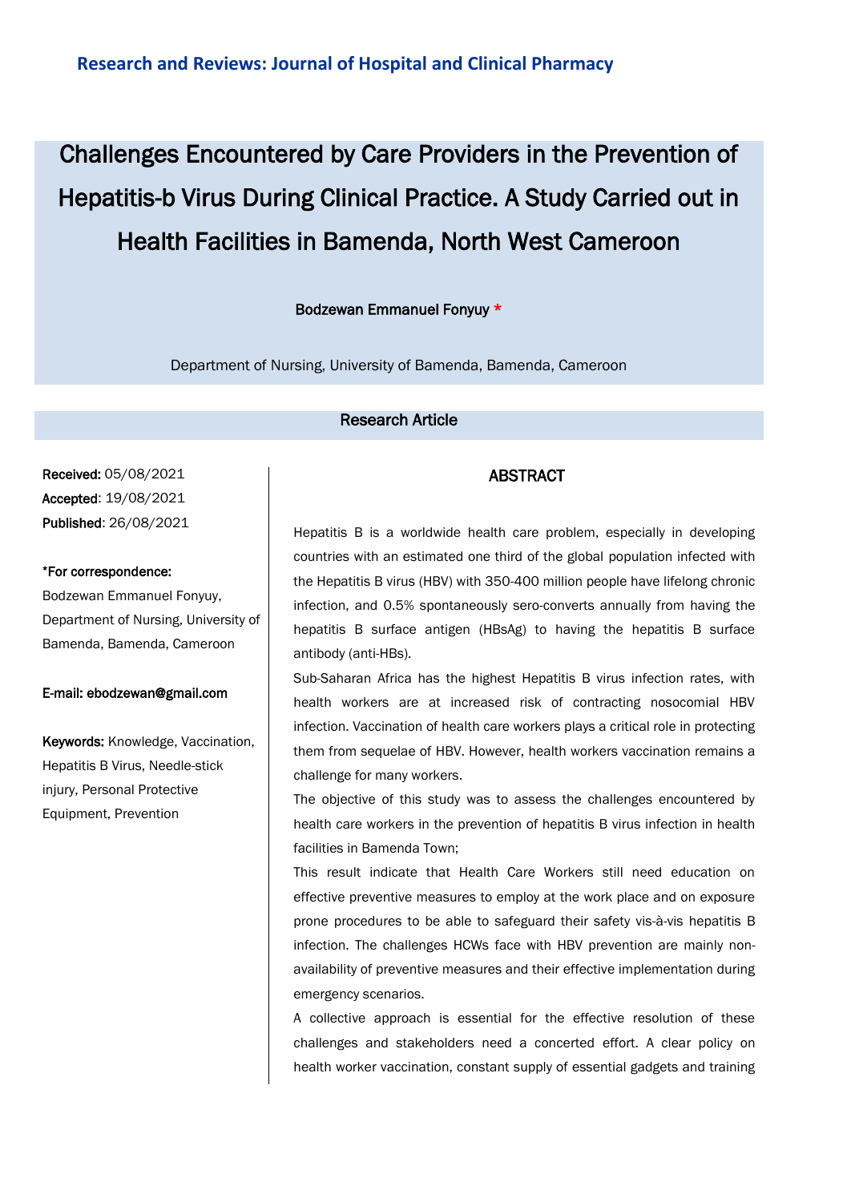**Research and Reviews: Journal of Hospital and Clinical Pharmacy**

# Challenges Encountered by Care Providers in the Prevention of Hepatitis-b Virus During Clinical Practice. A Study Carried out in Health Facilities in Bamenda, North West Cameroon

**Bodzewan Emmanuel Fonyuy ***

Department of Nursing, University of Bamenda, Bamenda, Cameroon

**Research Article**

**Received:** 05/08/2021
**Accepted**: 19/08/2021
**Published**: 26/08/2021

***For correspondence:**
Bodzewan Emmanuel Fonyuy, Department of Nursing, University of Bamenda, Bamenda, Cameroon

**E-mail: ebodzewan@gmail.com**

**Keywords:** Knowledge, Vaccination, Hepatitis B Virus, Needle-stick injury, Personal Protective Equipment, Prevention

## ABSTRACT

Hepatitis B is a worldwide health care problem, especially in developing countries with an estimated one third of the global population infected with the Hepatitis B virus (HBV) with 350-400 million people have lifelong chronic infection, and 0.5% spontaneously sero-converts annually from having the hepatitis B surface antigen (HBsAg) to having the hepatitis B surface antibody (anti-HBs).

Sub-Saharan Africa has the highest Hepatitis B virus infection rates, with health workers are at increased risk of contracting nosocomial HBV infection. Vaccination of health care workers plays a critical role in protecting them from sequelae of HBV. However, health workers vaccination remains a challenge for many workers.

The objective of this study was to assess the challenges encountered by health care workers in the prevention of hepatitis B virus infection in health facilities in Bamenda Town;

This result indicate that Health Care Workers still need education on effective preventive measures to employ at the work place and on exposure prone procedures to be able to safeguard their safety vis-à-vis hepatitis B infection. The challenges HCWs face with HBV prevention are mainly non-availability of preventive measures and their effective implementation during emergency scenarios.

A collective approach is essential for the effective resolution of these challenges and stakeholders need a concerted effort. A clear policy on health worker vaccination, constant supply of essential gadgets and training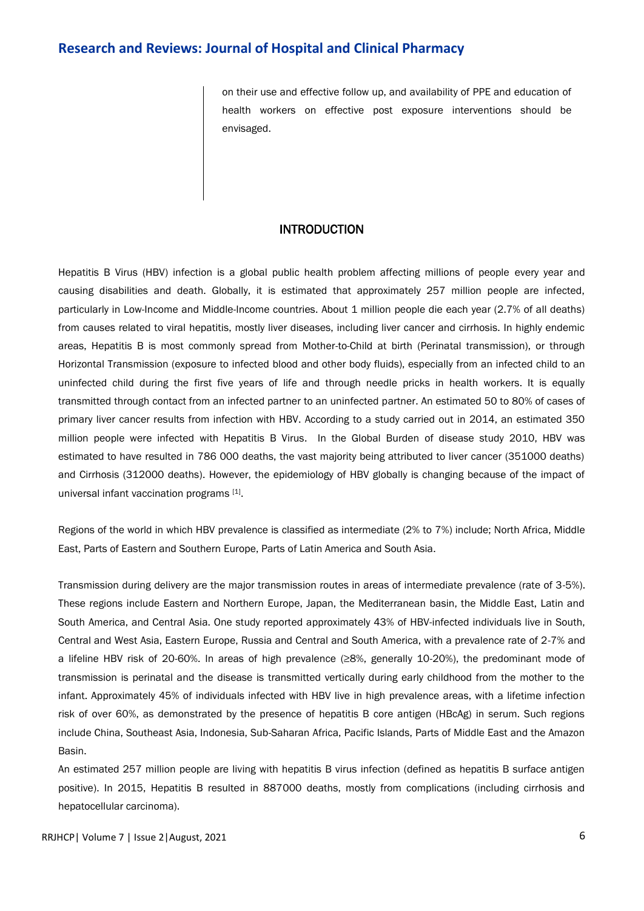on their use and effective follow up, and availability of PPE and education of health workers on effective post exposure interventions should be envisaged.

## INTRODUCTION

Hepatitis B Virus (HBV) infection is a global public health problem affecting millions of people every year and causing disabilities and death. Globally, it is estimated that approximately 257 million people are infected, particularly in Low-Income and Middle-Income countries. About 1 million people die each year (2.7% of all deaths) from causes related to viral hepatitis, mostly liver diseases, including liver cancer and cirrhosis. In highly endemic areas, Hepatitis B is most commonly spread from Mother-to-Child at birth (Perinatal transmission), or through Horizontal Transmission (exposure to infected blood and other body fluids), especially from an infected child to an uninfected child during the first five years of life and through needle pricks in health workers. It is equally transmitted through contact from an infected partner to an uninfected partner. An estimated 50 to 80% of cases of primary liver cancer results from infection with HBV. According to a study carried out in 2014, an estimated 350 million people were infected with Hepatitis B Virus. In the Global Burden of disease study 2010, HBV was estimated to have resulted in 786 000 deaths, the vast majority being attributed to liver cancer (351000 deaths) and Cirrhosis (312000 deaths). However, the epidemiology of HBV globally is changing because of the impact of universal infant vaccination programs [1].

Regions of the world in which HBV prevalence is classified as intermediate (2% to 7%) include; North Africa, Middle East, Parts of Eastern and Southern Europe, Parts of Latin America and South Asia.

Transmission during delivery are the major transmission routes in areas of intermediate prevalence (rate of 3-5%). These regions include Eastern and Northern Europe, Japan, the Mediterranean basin, the Middle East, Latin and South America, and Central Asia. One study reported approximately 43% of HBV-infected individuals live in South, Central and West Asia, Eastern Europe, Russia and Central and South America, with a prevalence rate of 2-7% and a lifeline HBV risk of 20-60%. In areas of high prevalence (≥8%, generally 10-20%), the predominant mode of transmission is perinatal and the disease is transmitted vertically during early childhood from the mother to the infant. Approximately 45% of individuals infected with HBV live in high prevalence areas, with a lifetime infection risk of over 60%, as demonstrated by the presence of hepatitis B core antigen (HBcAg) in serum. Such regions include China, Southeast Asia, Indonesia, Sub-Saharan Africa, Pacific Islands, Parts of Middle East and the Amazon Basin.

An estimated 257 million people are living with hepatitis B virus infection (defined as hepatitis B surface antigen positive). In 2015, Hepatitis B resulted in 887000 deaths, mostly from complications (including cirrhosis and hepatocellular carcinoma).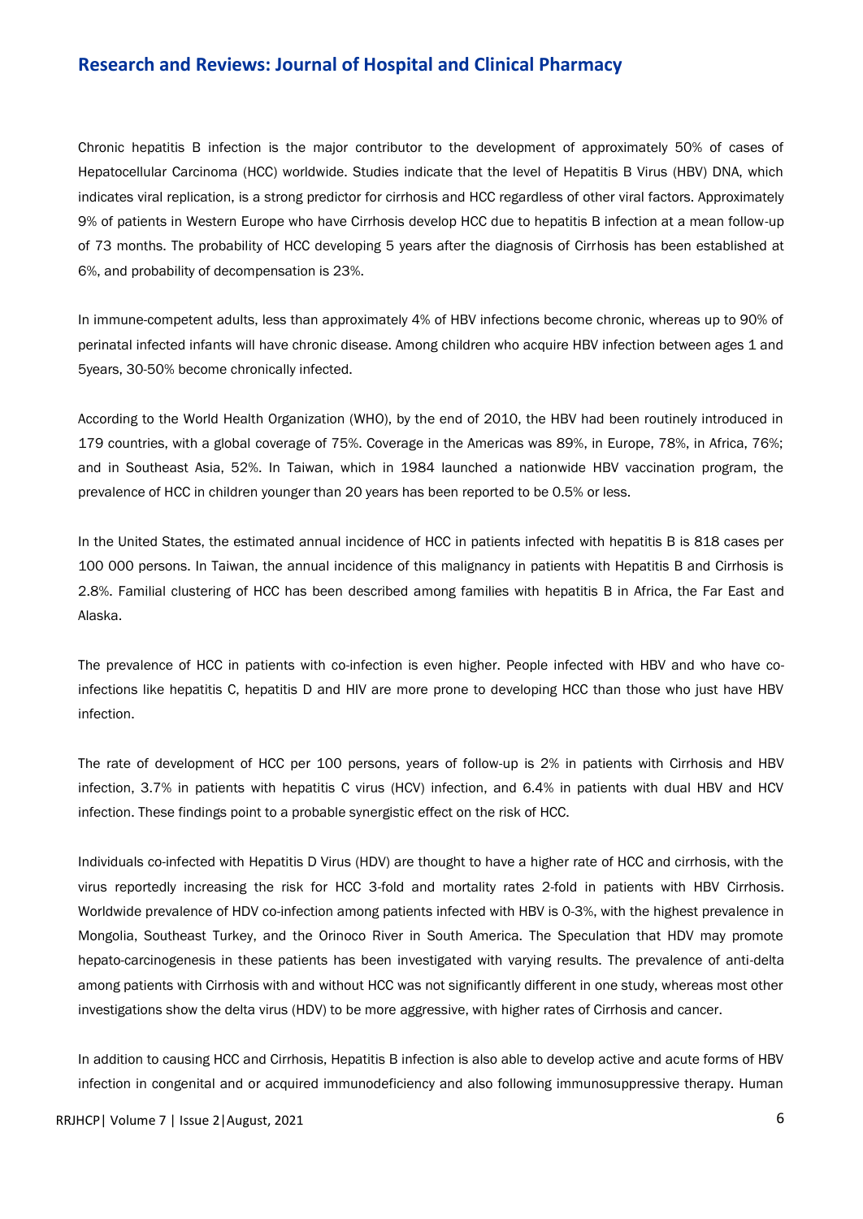Chronic hepatitis B infection is the major contributor to the development of approximately 50% of cases of Hepatocellular Carcinoma (HCC) worldwide. Studies indicate that the level of Hepatitis B Virus (HBV) DNA, which indicates viral replication, is a strong predictor for cirrhosis and HCC regardless of other viral factors. Approximately 9% of patients in Western Europe who have Cirrhosis develop HCC due to hepatitis B infection at a mean follow-up of 73 months. The probability of HCC developing 5 years after the diagnosis of Cirrhosis has been established at 6%, and probability of decompensation is 23%.

In immune-competent adults, less than approximately 4% of HBV infections become chronic, whereas up to 90% of perinatal infected infants will have chronic disease. Among children who acquire HBV infection between ages 1 and 5years, 30-50% become chronically infected.

According to the World Health Organization (WHO), by the end of 2010, the HBV had been routinely introduced in 179 countries, with a global coverage of 75%. Coverage in the Americas was 89%, in Europe, 78%, in Africa, 76%; and in Southeast Asia, 52%. In Taiwan, which in 1984 launched a nationwide HBV vaccination program, the prevalence of HCC in children younger than 20 years has been reported to be 0.5% or less.

In the United States, the estimated annual incidence of HCC in patients infected with hepatitis B is 818 cases per 100 000 persons. In Taiwan, the annual incidence of this malignancy in patients with Hepatitis B and Cirrhosis is 2.8%. Familial clustering of HCC has been described among families with hepatitis B in Africa, the Far East and Alaska.

The prevalence of HCC in patients with co-infection is even higher. People infected with HBV and who have co-infections like hepatitis C, hepatitis D and HIV are more prone to developing HCC than those who just have HBV infection.

The rate of development of HCC per 100 persons, years of follow-up is 2% in patients with Cirrhosis and HBV infection, 3.7% in patients with hepatitis C virus (HCV) infection, and 6.4% in patients with dual HBV and HCV infection. These findings point to a probable synergistic effect on the risk of HCC.

Individuals co-infected with Hepatitis D Virus (HDV) are thought to have a higher rate of HCC and cirrhosis, with the virus reportedly increasing the risk for HCC 3-fold and mortality rates 2-fold in patients with HBV Cirrhosis. Worldwide prevalence of HDV co-infection among patients infected with HBV is 0-3%, with the highest prevalence in Mongolia, Southeast Turkey, and the Orinoco River in South America. The Speculation that HDV may promote hepato-carcinogenesis in these patients has been investigated with varying results. The prevalence of anti-delta among patients with Cirrhosis with and without HCC was not significantly different in one study, whereas most other investigations show the delta virus (HDV) to be more aggressive, with higher rates of Cirrhosis and cancer.

In addition to causing HCC and Cirrhosis, Hepatitis B infection is also able to develop active and acute forms of HBV infection in congenital and or acquired immunodeficiency and also following immunosuppressive therapy. Human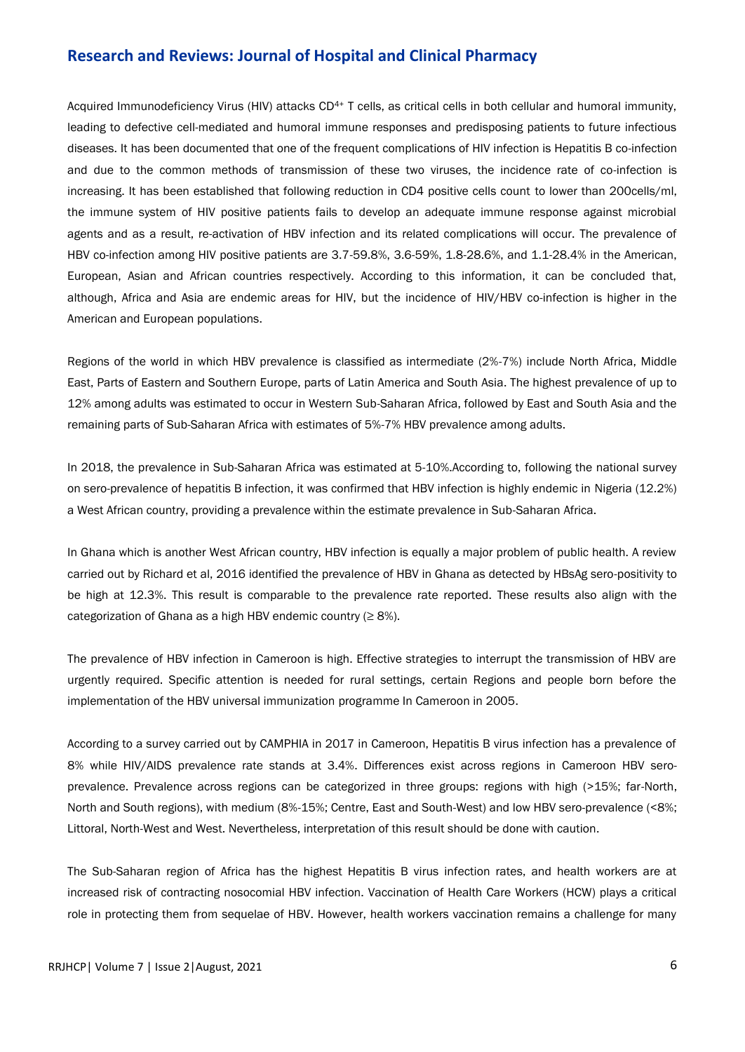Acquired Immunodeficiency Virus (HIV) attacks $CD^{4+}$ T cells, as critical cells in both cellular and humoral immunity, leading to defective cell-mediated and humoral immune responses and predisposing patients to future infectious diseases. It has been documented that one of the frequent complications of HIV infection is Hepatitis B co-infection and due to the common methods of transmission of these two viruses, the incidence rate of co-infection is increasing. It has been established that following reduction in CD4 positive cells count to lower than 200cells/ml, the immune system of HIV positive patients fails to develop an adequate immune response against microbial agents and as a result, re-activation of HBV infection and its related complications will occur. The prevalence of HBV co-infection among HIV positive patients are 3.7-59.8%, 3.6-59%, 1.8-28.6%, and 1.1-28.4% in the American, European, Asian and African countries respectively. According to this information, it can be concluded that, although, Africa and Asia are endemic areas for HIV, but the incidence of HIV/HBV co-infection is higher in the American and European populations.

Regions of the world in which HBV prevalence is classified as intermediate (2%-7%) include North Africa, Middle East, Parts of Eastern and Southern Europe, parts of Latin America and South Asia. The highest prevalence of up to 12% among adults was estimated to occur in Western Sub-Saharan Africa, followed by East and South Asia and the remaining parts of Sub-Saharan Africa with estimates of 5%-7% HBV prevalence among adults.

In 2018, the prevalence in Sub-Saharan Africa was estimated at 5-10%.According to, following the national survey on sero-prevalence of hepatitis B infection, it was confirmed that HBV infection is highly endemic in Nigeria (12.2%) a West African country, providing a prevalence within the estimate prevalence in Sub-Saharan Africa.

In Ghana which is another West African country, HBV infection is equally a major problem of public health. A review carried out by Richard et al, 2016 identified the prevalence of HBV in Ghana as detected by HBsAg sero-positivity to be high at 12.3%. This result is comparable to the prevalence rate reported. These results also align with the categorization of Ghana as a high HBV endemic country (≥ 8%).

The prevalence of HBV infection in Cameroon is high. Effective strategies to interrupt the transmission of HBV are urgently required. Specific attention is needed for rural settings, certain Regions and people born before the implementation of the HBV universal immunization programme In Cameroon in 2005.

According to a survey carried out by CAMPHIA in 2017 in Cameroon, Hepatitis B virus infection has a prevalence of 8% while HIV/AIDS prevalence rate stands at 3.4%. Differences exist across regions in Cameroon HBV sero-prevalence. Prevalence across regions can be categorized in three groups: regions with high (>15%; far-North, North and South regions), with medium (8%-15%; Centre, East and South-West) and low HBV sero-prevalence (<8%; Littoral, North-West and West. Nevertheless, interpretation of this result should be done with caution.

The Sub-Saharan region of Africa has the highest Hepatitis B virus infection rates, and health workers are at increased risk of contracting nosocomial HBV infection. Vaccination of Health Care Workers (HCW) plays a critical role in protecting them from sequelae of HBV. However, health workers vaccination remains a challenge for many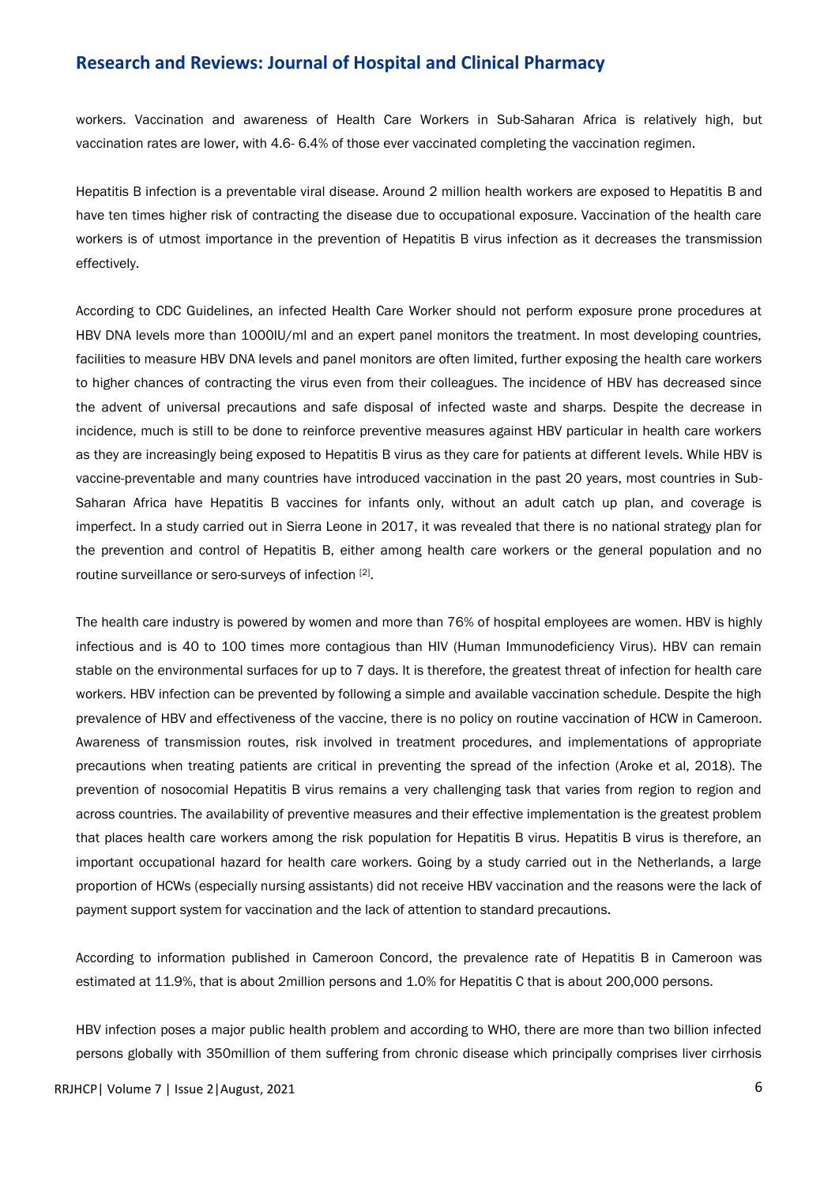workers. Vaccination and awareness of Health Care Workers in Sub-Saharan Africa is relatively high, but vaccination rates are lower, with 4.6- 6.4% of those ever vaccinated completing the vaccination regimen.

Hepatitis B infection is a preventable viral disease. Around 2 million health workers are exposed to Hepatitis B and have ten times higher risk of contracting the disease due to occupational exposure. Vaccination of the health care workers is of utmost importance in the prevention of Hepatitis B virus infection as it decreases the transmission effectively.

According to CDC Guidelines, an infected Health Care Worker should not perform exposure prone procedures at HBV DNA levels more than 1000IU/ml and an expert panel monitors the treatment. In most developing countries, facilities to measure HBV DNA levels and panel monitors are often limited, further exposing the health care workers to higher chances of contracting the virus even from their colleagues. The incidence of HBV has decreased since the advent of universal precautions and safe disposal of infected waste and sharps. Despite the decrease in incidence, much is still to be done to reinforce preventive measures against HBV particular in health care workers as they are increasingly being exposed to Hepatitis B virus as they care for patients at different levels. While HBV is vaccine-preventable and many countries have introduced vaccination in the past 20 years, most countries in Sub-Saharan Africa have Hepatitis B vaccines for infants only, without an adult catch up plan, and coverage is imperfect. In a study carried out in Sierra Leone in 2017, it was revealed that there is no national strategy plan for the prevention and control of Hepatitis B, either among health care workers or the general population and no routine surveillance or sero-surveys of infection [2].

The health care industry is powered by women and more than 76% of hospital employees are women. HBV is highly infectious and is 40 to 100 times more contagious than HIV (Human Immunodeficiency Virus). HBV can remain stable on the environmental surfaces for up to 7 days. It is therefore, the greatest threat of infection for health care workers. HBV infection can be prevented by following a simple and available vaccination schedule. Despite the high prevalence of HBV and effectiveness of the vaccine, there is no policy on routine vaccination of HCW in Cameroon. Awareness of transmission routes, risk involved in treatment procedures, and implementations of appropriate precautions when treating patients are critical in preventing the spread of the infection (Aroke et al, 2018). The prevention of nosocomial Hepatitis B virus remains a very challenging task that varies from region to region and across countries. The availability of preventive measures and their effective implementation is the greatest problem that places health care workers among the risk population for Hepatitis B virus. Hepatitis B virus is therefore, an important occupational hazard for health care workers. Going by a study carried out in the Netherlands, a large proportion of HCWs (especially nursing assistants) did not receive HBV vaccination and the reasons were the lack of payment support system for vaccination and the lack of attention to standard precautions.

According to information published in Cameroon Concord, the prevalence rate of Hepatitis B in Cameroon was estimated at 11.9%, that is about 2million persons and 1.0% for Hepatitis C that is about 200,000 persons.

HBV infection poses a major public health problem and according to WHO, there are more than two billion infected persons globally with 350million of them suffering from chronic disease which principally comprises liver cirrhosis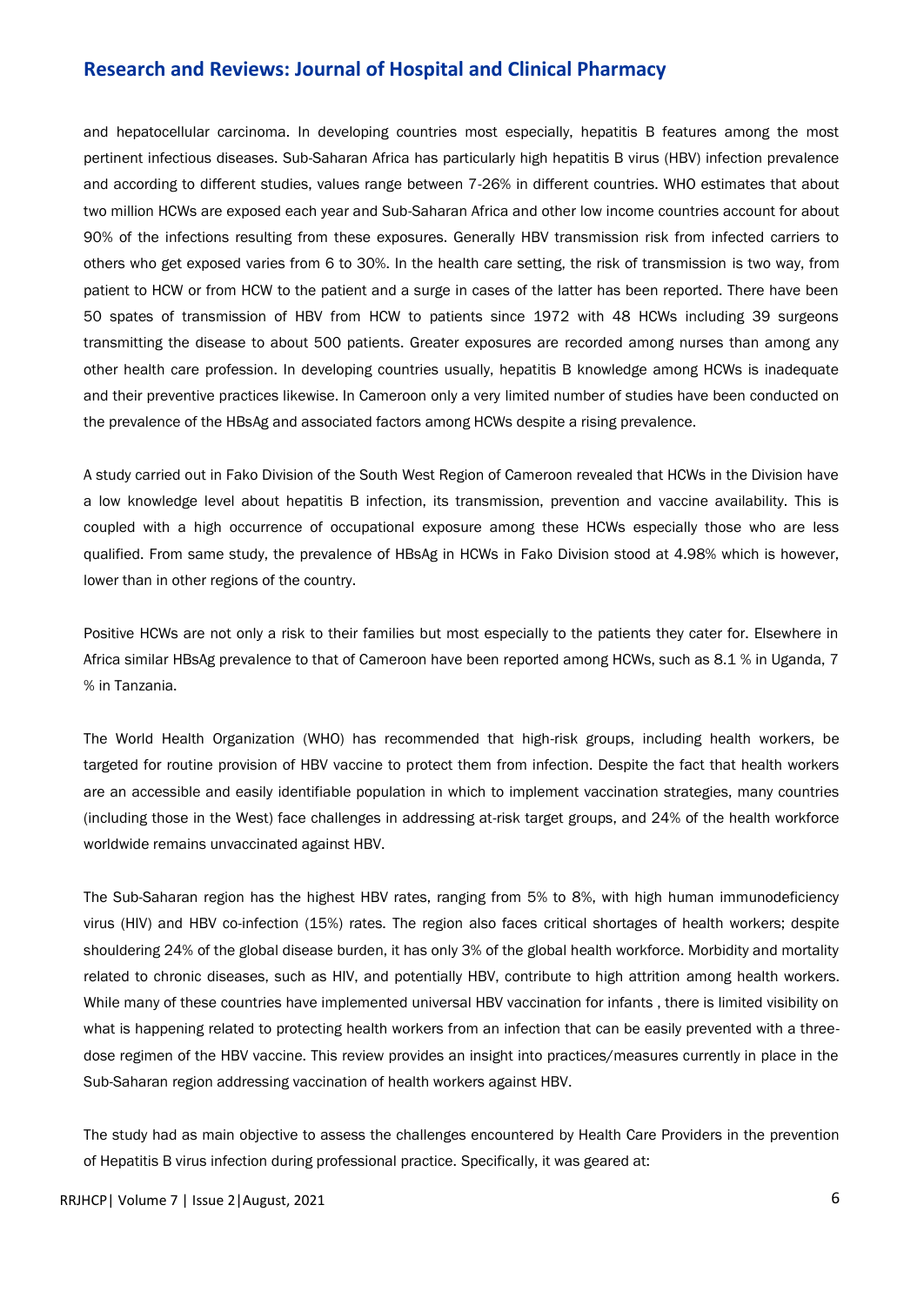and hepatocellular carcinoma. In developing countries most especially, hepatitis B features among the most pertinent infectious diseases. Sub-Saharan Africa has particularly high hepatitis B virus (HBV) infection prevalence and according to different studies, values range between 7-26% in different countries. WHO estimates that about two million HCWs are exposed each year and Sub-Saharan Africa and other low income countries account for about 90% of the infections resulting from these exposures. Generally HBV transmission risk from infected carriers to others who get exposed varies from 6 to 30%. In the health care setting, the risk of transmission is two way, from patient to HCW or from HCW to the patient and a surge in cases of the latter has been reported. There have been 50 spates of transmission of HBV from HCW to patients since 1972 with 48 HCWs including 39 surgeons transmitting the disease to about 500 patients. Greater exposures are recorded among nurses than among any other health care profession. In developing countries usually, hepatitis B knowledge among HCWs is inadequate and their preventive practices likewise. In Cameroon only a very limited number of studies have been conducted on the prevalence of the HBsAg and associated factors among HCWs despite a rising prevalence.

A study carried out in Fako Division of the South West Region of Cameroon revealed that HCWs in the Division have a low knowledge level about hepatitis B infection, its transmission, prevention and vaccine availability. This is coupled with a high occurrence of occupational exposure among these HCWs especially those who are less qualified. From same study, the prevalence of HBsAg in HCWs in Fako Division stood at 4.98% which is however, lower than in other regions of the country.

Positive HCWs are not only a risk to their families but most especially to the patients they cater for. Elsewhere in Africa similar HBsAg prevalence to that of Cameroon have been reported among HCWs, such as 8.1 % in Uganda, 7 % in Tanzania.

The World Health Organization (WHO) has recommended that high-risk groups, including health workers, be targeted for routine provision of HBV vaccine to protect them from infection. Despite the fact that health workers are an accessible and easily identifiable population in which to implement vaccination strategies, many countries (including those in the West) face challenges in addressing at-risk target groups, and 24% of the health workforce worldwide remains unvaccinated against HBV.

The Sub-Saharan region has the highest HBV rates, ranging from 5% to 8%, with high human immunodeficiency virus (HIV) and HBV co-infection (15%) rates. The region also faces critical shortages of health workers; despite shouldering 24% of the global disease burden, it has only 3% of the global health workforce. Morbidity and mortality related to chronic diseases, such as HIV, and potentially HBV, contribute to high attrition among health workers. While many of these countries have implemented universal HBV vaccination for infants , there is limited visibility on what is happening related to protecting health workers from an infection that can be easily prevented with a three-dose regimen of the HBV vaccine. This review provides an insight into practices/measures currently in place in the Sub-Saharan region addressing vaccination of health workers against HBV.

The study had as main objective to assess the challenges encountered by Health Care Providers in the prevention of Hepatitis B virus infection during professional practice. Specifically, it was geared at: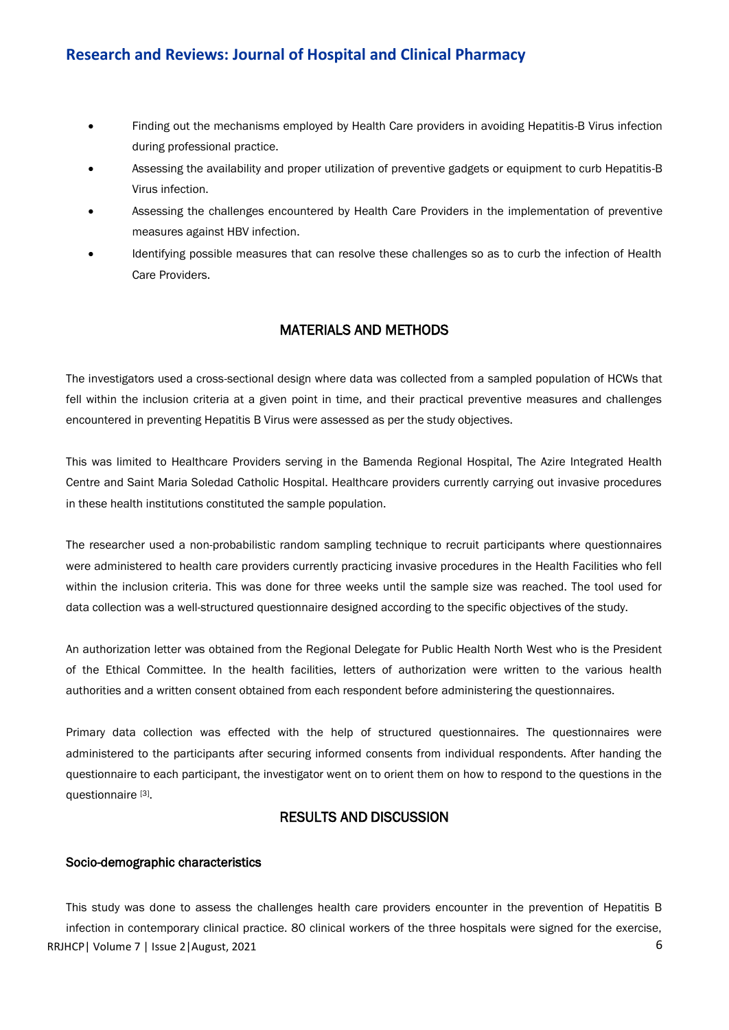- Finding out the mechanisms employed by Health Care providers in avoiding Hepatitis-B Virus infection during professional practice.
- Assessing the availability and proper utilization of preventive gadgets or equipment to curb Hepatitis-B Virus infection.
- Assessing the challenges encountered by Health Care Providers in the implementation of preventive measures against HBV infection.
- Identifying possible measures that can resolve these challenges so as to curb the infection of Health Care Providers.

## MATERIALS AND METHODS

The investigators used a cross-sectional design where data was collected from a sampled population of HCWs that fell within the inclusion criteria at a given point in time, and their practical preventive measures and challenges encountered in preventing Hepatitis B Virus were assessed as per the study objectives.

This was limited to Healthcare Providers serving in the Bamenda Regional Hospital, The Azire Integrated Health Centre and Saint Maria Soledad Catholic Hospital. Healthcare providers currently carrying out invasive procedures in these health institutions constituted the sample population.

The researcher used a non-probabilistic random sampling technique to recruit participants where questionnaires were administered to health care providers currently practicing invasive procedures in the Health Facilities who fell within the inclusion criteria. This was done for three weeks until the sample size was reached. The tool used for data collection was a well-structured questionnaire designed according to the specific objectives of the study.

An authorization letter was obtained from the Regional Delegate for Public Health North West who is the President of the Ethical Committee. In the health facilities, letters of authorization were written to the various health authorities and a written consent obtained from each respondent before administering the questionnaires.

Primary data collection was effected with the help of structured questionnaires. The questionnaires were administered to the participants after securing informed consents from individual respondents. After handing the questionnaire to each participant, the investigator went on to orient them on how to respond to the questions in the questionnaire [3].

## RESULTS AND DISCUSSION

### Socio-demographic characteristics

This study was done to assess the challenges health care providers encounter in the prevention of Hepatitis B infection in contemporary clinical practice. 80 clinical workers of the three hospitals were signed for the exercise,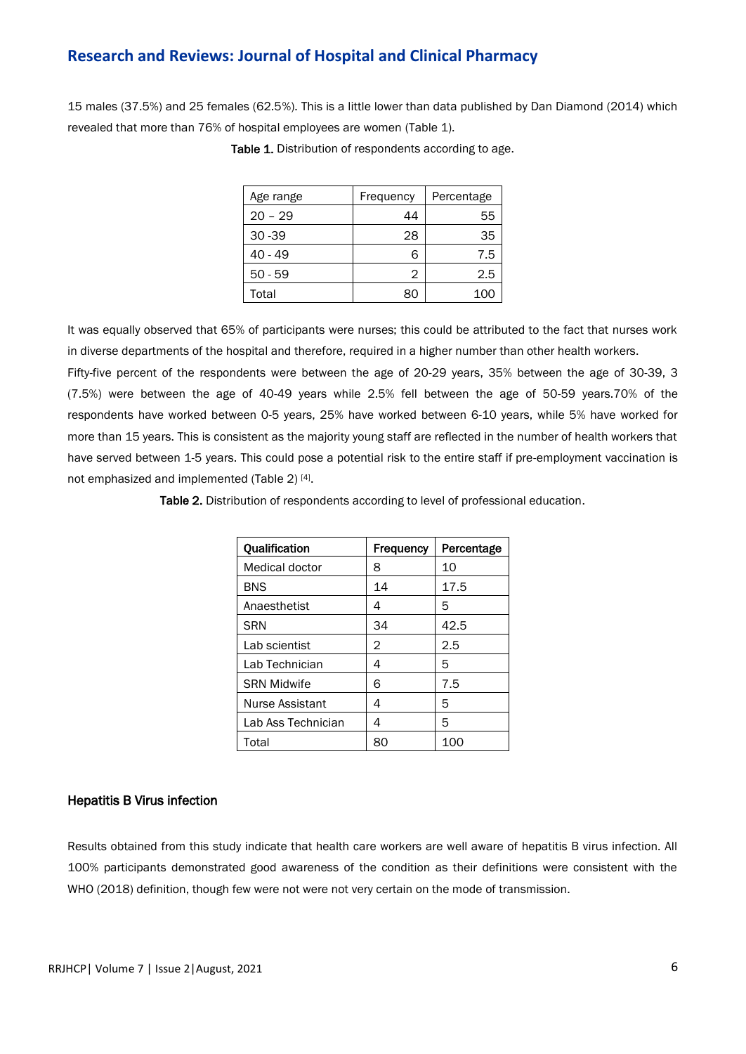15 males (37.5%) and 25 females (62.5%). This is a little lower than data published by Dan Diamond (2014) which revealed that more than 76% of hospital employees are women (Table 1).

**Table 1.** Distribution of respondents according to age.

| Age range | Frequency | Percentage |
| --- | --- | --- |
| 20 – 29 | 44 | 55 |
| 30 -39 | 28 | 35 |
| 40 - 49 | 6 | 7.5 |
| 50 - 59 | 2 | 2.5 |
| Total | 80 | 100 |

It was equally observed that 65% of participants were nurses; this could be attributed to the fact that nurses work in diverse departments of the hospital and therefore, required in a higher number than other health workers.

Fifty-five percent of the respondents were between the age of 20-29 years, 35% between the age of 30-39, 3 (7.5%) were between the age of 40-49 years while 2.5% fell between the age of 50-59 years.70% of the respondents have worked between 0-5 years, 25% have worked between 6-10 years, while 5% have worked for more than 15 years. This is consistent as the majority young staff are reflected in the number of health workers that have served between 1-5 years. This could pose a potential risk to the entire staff if pre-employment vaccination is not emphasized and implemented (Table 2) [4].

**Table 2.** Distribution of respondents according to level of professional education.

| Qualification | Frequency | Percentage |
| --- | --- | --- |
| Medical doctor | 8 | 10 |
| BNS | 14 | 17.5 |
| Anaesthetist | 4 | 5 |
| SRN | 34 | 42.5 |
| Lab scientist | 2 | 2.5 |
| Lab Technician | 4 | 5 |
| SRN Midwife | 6 | 7.5 |
| Nurse Assistant | 4 | 5 |
| Lab Ass Technician | 4 | 5 |
| Total | 80 | 100 |

### Hepatitis B Virus infection

Results obtained from this study indicate that health care workers are well aware of hepatitis B virus infection. All 100% participants demonstrated good awareness of the condition as their definitions were consistent with the WHO (2018) definition, though few were not were not very certain on the mode of transmission.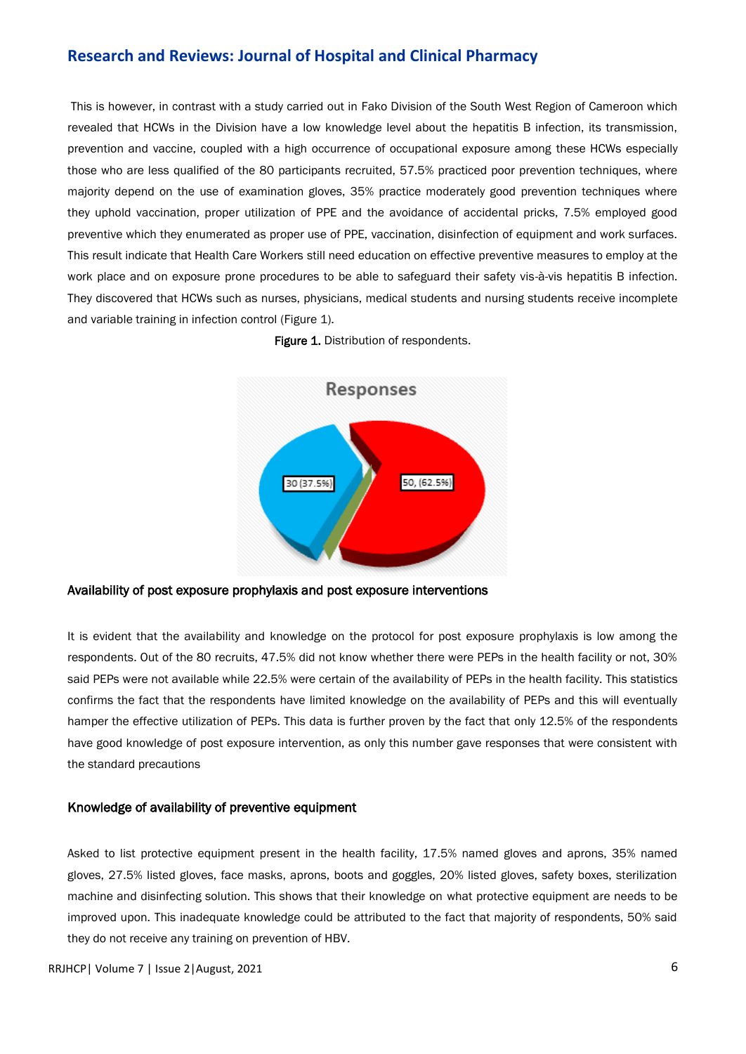This is however, in contrast with a study carried out in Fako Division of the South West Region of Cameroon which revealed that HCWs in the Division have a low knowledge level about the hepatitis B infection, its transmission, prevention and vaccine, coupled with a high occurrence of occupational exposure among these HCWs especially those who are less qualified of the 80 participants recruited, 57.5% practiced poor prevention techniques, where majority depend on the use of examination gloves, 35% practice moderately good prevention techniques where they uphold vaccination, proper utilization of PPE and the avoidance of accidental pricks, 7.5% employed good preventive which they enumerated as proper use of PPE, vaccination, disinfection of equipment and work surfaces. This result indicate that Health Care Workers still need education on effective preventive measures to employ at the work place and on exposure prone procedures to be able to safeguard their safety vis-à-vis hepatitis B infection. They discovered that HCWs such as nurses, physicians, medical students and nursing students receive incomplete and variable training in infection control (Figure 1).

**Figure 1.** Distribution of respondents.

Responses

30 (37.5%)

50, (62.5%)

### Availability of post exposure prophylaxis and post exposure interventions

It is evident that the availability and knowledge on the protocol for post exposure prophylaxis is low among the respondents. Out of the 80 recruits, 47.5% did not know whether there were PEPs in the health facility or not, 30% said PEPs were not available while 22.5% were certain of the availability of PEPs in the health facility. This statistics confirms the fact that the respondents have limited knowledge on the availability of PEPs and this will eventually hamper the effective utilization of PEPs. This data is further proven by the fact that only 12.5% of the respondents have good knowledge of post exposure intervention, as only this number gave responses that were consistent with the standard precautions

### Knowledge of availability of preventive equipment

Asked to list protective equipment present in the health facility, 17.5% named gloves and aprons, 35% named gloves, 27.5% listed gloves, face masks, aprons, boots and goggles, 20% listed gloves, safety boxes, sterilization machine and disinfecting solution. This shows that their knowledge on what protective equipment are needs to be improved upon. This inadequate knowledge could be attributed to the fact that majority of respondents, 50% said they do not receive any training on prevention of HBV.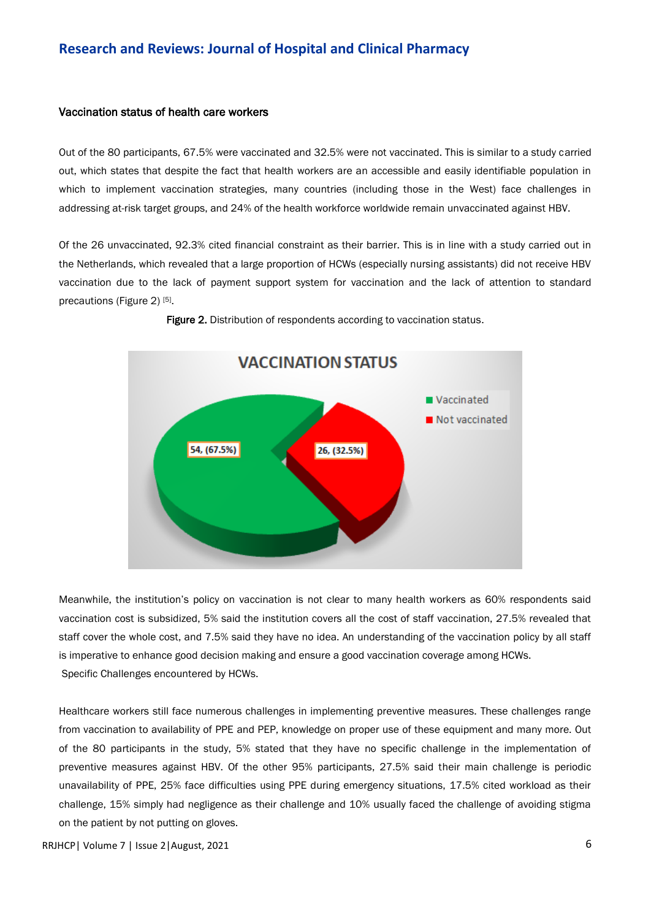### Vaccination status of health care workers

Out of the 80 participants, 67.5% were vaccinated and 32.5% were not vaccinated. This is similar to a study carried out, which states that despite the fact that health workers are an accessible and easily identifiable population in which to implement vaccination strategies, many countries (including those in the West) face challenges in addressing at-risk target groups, and 24% of the health workforce worldwide remain unvaccinated against HBV.

Of the 26 unvaccinated, 92.3% cited financial constraint as their barrier. This is in line with a study carried out in the Netherlands, which revealed that a large proportion of HCWs (especially nursing assistants) did not receive HBV vaccination due to the lack of payment support system for vaccination and the lack of attention to standard precautions (Figure 2) [5].

**Figure 2.** Distribution of respondents according to vaccination status.

Meanwhile, the institution's policy on vaccination is not clear to many health workers as 60% respondents said vaccination cost is subsidized, 5% said the institution covers all the cost of staff vaccination, 27.5% revealed that staff cover the whole cost, and 7.5% said they have no idea. An understanding of the vaccination policy by all staff is imperative to enhance good decision making and ensure a good vaccination coverage among HCWs.

Specific Challenges encountered by HCWs.

Healthcare workers still face numerous challenges in implementing preventive measures. These challenges range from vaccination to availability of PPE and PEP, knowledge on proper use of these equipment and many more. Out of the 80 participants in the study, 5% stated that they have no specific challenge in the implementation of preventive measures against HBV. Of the other 95% participants, 27.5% said their main challenge is periodic unavailability of PPE, 25% face difficulties using PPE during emergency situations, 17.5% cited workload as their challenge, 15% simply had negligence as their challenge and 10% usually faced the challenge of avoiding stigma on the patient by not putting on gloves.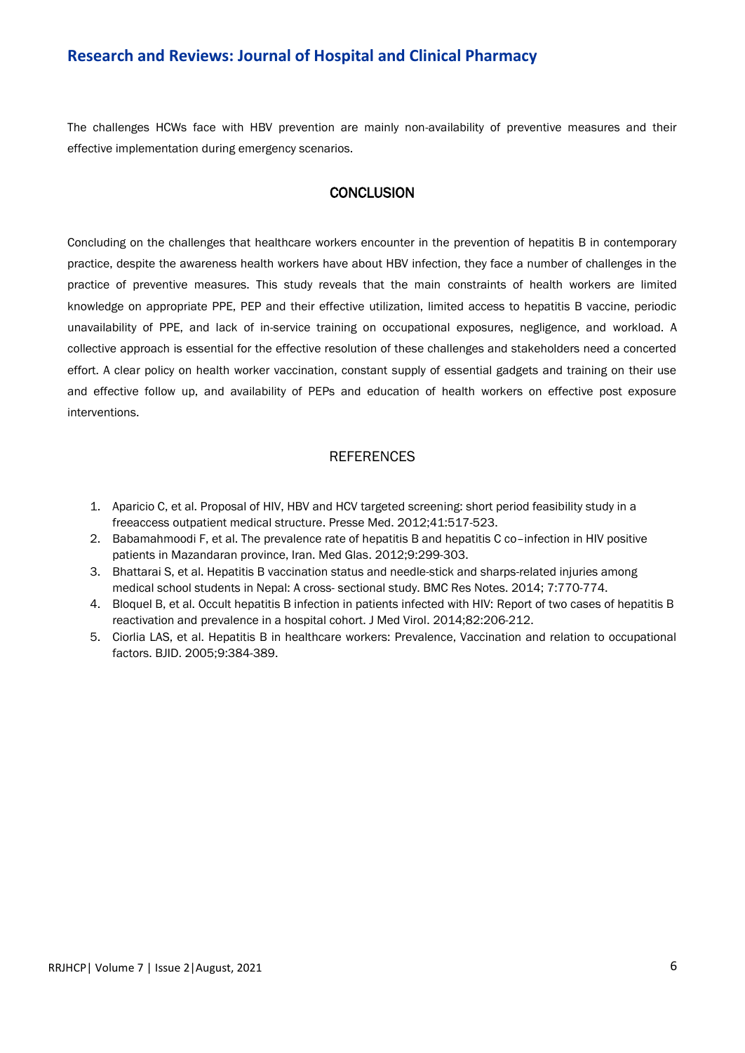The challenges HCWs face with HBV prevention are mainly non-availability of preventive measures and their effective implementation during emergency scenarios.

## CONCLUSION

Concluding on the challenges that healthcare workers encounter in the prevention of hepatitis B in contemporary practice, despite the awareness health workers have about HBV infection, they face a number of challenges in the practice of preventive measures. This study reveals that the main constraints of health workers are limited knowledge on appropriate PPE, PEP and their effective utilization, limited access to hepatitis B vaccine, periodic unavailability of PPE, and lack of in-service training on occupational exposures, negligence, and workload. A collective approach is essential for the effective resolution of these challenges and stakeholders need a concerted effort. A clear policy on health worker vaccination, constant supply of essential gadgets and training on their use and effective follow up, and availability of PEPs and education of health workers on effective post exposure interventions.

## REFERENCES

1. Aparicio C, et al. Proposal of HIV, HBV and HCV targeted screening: short period feasibility study in a freeaccess outpatient medical structure. Presse Med. 2012;41:517-523.
2. Babamahmoodi F, et al. The prevalence rate of hepatitis B and hepatitis C co–infection in HIV positive patients in Mazandaran province, Iran. Med Glas. 2012;9:299-303.
3. Bhattarai S, et al. Hepatitis B vaccination status and needle-stick and sharps-related injuries among medical school students in Nepal: A cross- sectional study. BMC Res Notes. 2014; 7:770-774.
4. Bloquel B, et al. Occult hepatitis B infection in patients infected with HIV: Report of two cases of hepatitis B reactivation and prevalence in a hospital cohort. J Med Virol. 2014;82:206-212.
5. Ciorlia LAS, et al. Hepatitis B in healthcare workers: Prevalence, Vaccination and relation to occupational factors. BJID. 2005;9:384-389.